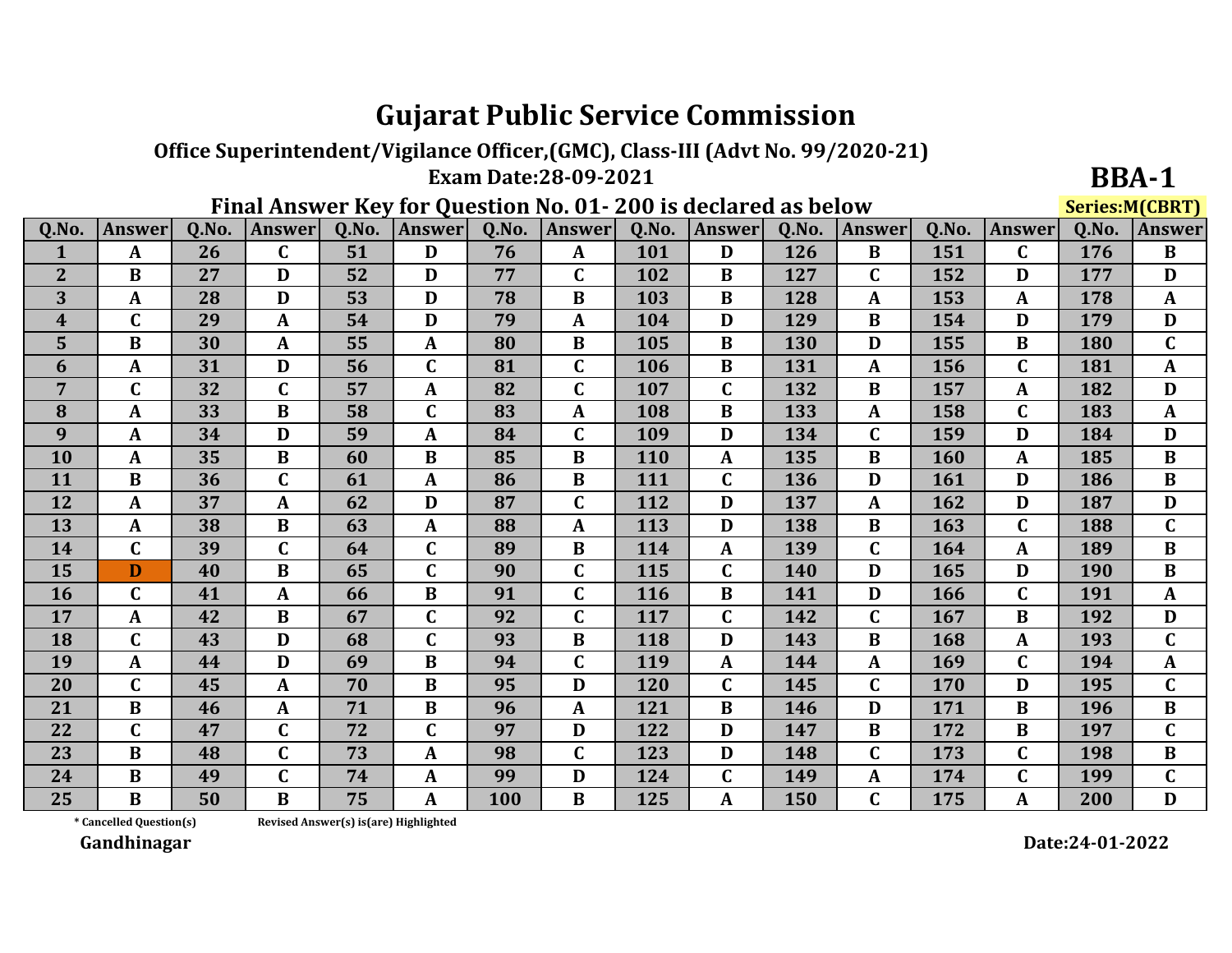# Gujarat Public Service Commission

## Office Superintendent/Vigilance Officer,(GMC), Class-III (Advt No. 99/2020-21)

**Exam Date:28-09-2021**

**BBA-1**

### Final Answer Key for Question No. 01- 200 is declared as below

**Series:M(CBRT)**

| Q.No. | Answer | Q.No. | Answer | Q.No. | Answer | Q.No. | Answer | Q.No. | Answer | Q.No. | Answer | Q.No. | Answer | Q.No. | Answer |
|---|---|---|---|---|---|---|---|---|---|---|---|---|---|---|---|
| 1 | A | 26 | C | 51 | D | 76 | A | 101 | D | 126 | B | 151 | C | 176 | B |
| 2 | B | 27 | D | 52 | D | 77 | C | 102 | B | 127 | C | 152 | D | 177 | D |
| 3 | A | 28 | D | 53 | D | 78 | B | 103 | B | 128 | A | 153 | A | 178 | A |
| 4 | C | 29 | A | 54 | D | 79 | A | 104 | D | 129 | B | 154 | D | 179 | D |
| 5 | B | 30 | A | 55 | A | 80 | B | 105 | B | 130 | D | 155 | B | 180 | C |
| 6 | A | 31 | D | 56 | C | 81 | C | 106 | B | 131 | A | 156 | C | 181 | A |
| 7 | C | 32 | C | 57 | A | 82 | C | 107 | C | 132 | B | 157 | A | 182 | D |
| 8 | A | 33 | B | 58 | C | 83 | A | 108 | B | 133 | A | 158 | C | 183 | A |
| 9 | A | 34 | D | 59 | A | 84 | C | 109 | D | 134 | C | 159 | D | 184 | D |
| 10 | A | 35 | B | 60 | B | 85 | B | 110 | A | 135 | B | 160 | A | 185 | B |
| 11 | B | 36 | C | 61 | A | 86 | B | 111 | C | 136 | D | 161 | D | 186 | B |
| 12 | A | 37 | A | 62 | D | 87 | C | 112 | D | 137 | A | 162 | D | 187 | D |
| 13 | A | 38 | B | 63 | A | 88 | A | 113 | D | 138 | B | 163 | C | 188 | C |
| 14 | C | 39 | C | 64 | C | 89 | B | 114 | A | 139 | C | 164 | A | 189 | B |
| 15 | D | 40 | B | 65 | C | 90 | C | 115 | C | 140 | D | 165 | D | 190 | B |
| 16 | C | 41 | A | 66 | B | 91 | C | 116 | B | 141 | D | 166 | C | 191 | A |
| 17 | A | 42 | B | 67 | C | 92 | C | 117 | C | 142 | C | 167 | B | 192 | D |
| 18 | C | 43 | D | 68 | C | 93 | B | 118 | D | 143 | B | 168 | A | 193 | C |
| 19 | A | 44 | D | 69 | B | 94 | C | 119 | A | 144 | A | 169 | C | 194 | A |
| 20 | C | 45 | A | 70 | B | 95 | D | 120 | C | 145 | C | 170 | D | 195 | C |
| 21 | B | 46 | A | 71 | B | 96 | A | 121 | B | 146 | D | 171 | B | 196 | B |
| 22 | C | 47 | C | 72 | C | 97 | D | 122 | D | 147 | B | 172 | B | 197 | C |
| 23 | B | 48 | C | 73 | A | 98 | C | 123 | D | 148 | C | 173 | C | 198 | B |
| 24 | B | 49 | C | 74 | A | 99 | D | 124 | C | 149 | A | 174 | C | 199 | C |
| 25 | B | 50 | B | 75 | A | 100 | B | 125 | A | 150 | C | 175 | A | 200 | D |

\* Cancelled Question(s)     Revised Answer(s) is(are) Highlighted

**Gandhinagar**

**Date:24-01-2022**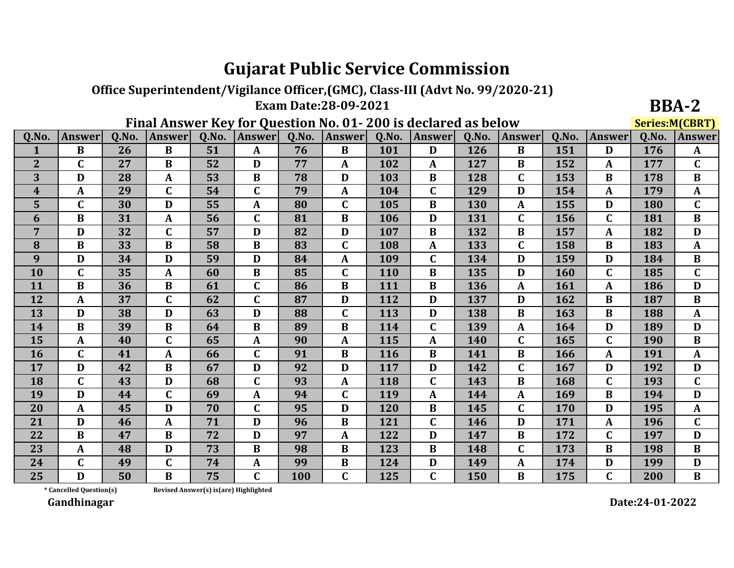# Gujarat Public Service Commission

## Office Superintendent/Vigilance Officer,(GMC), Class-III (Advt No. 99/2020-21)

**Exam Date:28-09-2021**

**BBA-2**

### Final Answer Key for Question No. 01- 200 is declared as below

**Series:M(CBRT)**

| Q.No. | Answer | Q.No. | Answer | Q.No. | Answer | Q.No. | Answer | Q.No. | Answer | Q.No. | Answer | Q.No. | Answer | Q.No. | Answer |
|---|---|---|---|---|---|---|---|---|---|---|---|---|---|---|---|
| 1 | B | 26 | B | 51 | A | 76 | B | 101 | D | 126 | B | 151 | D | 176 | A |
| 2 | C | 27 | B | 52 | D | 77 | A | 102 | A | 127 | B | 152 | A | 177 | C |
| 3 | D | 28 | A | 53 | B | 78 | D | 103 | B | 128 | C | 153 | B | 178 | B |
| 4 | A | 29 | C | 54 | C | 79 | A | 104 | C | 129 | D | 154 | A | 179 | A |
| 5 | C | 30 | D | 55 | A | 80 | C | 105 | B | 130 | A | 155 | D | 180 | C |
| 6 | B | 31 | A | 56 | C | 81 | B | 106 | D | 131 | C | 156 | C | 181 | B |
| 7 | D | 32 | C | 57 | D | 82 | D | 107 | B | 132 | B | 157 | A | 182 | D |
| 8 | B | 33 | B | 58 | B | 83 | C | 108 | A | 133 | C | 158 | B | 183 | A |
| 9 | D | 34 | D | 59 | D | 84 | A | 109 | C | 134 | D | 159 | D | 184 | B |
| 10 | C | 35 | A | 60 | B | 85 | C | 110 | B | 135 | D | 160 | C | 185 | C |
| 11 | B | 36 | B | 61 | C | 86 | B | 111 | B | 136 | A | 161 | A | 186 | D |
| 12 | A | 37 | C | 62 | C | 87 | D | 112 | D | 137 | D | 162 | B | 187 | B |
| 13 | D | 38 | D | 63 | D | 88 | C | 113 | D | 138 | B | 163 | B | 188 | A |
| 14 | B | 39 | B | 64 | B | 89 | B | 114 | C | 139 | A | 164 | D | 189 | D |
| 15 | A | 40 | C | 65 | A | 90 | A | 115 | A | 140 | C | 165 | C | 190 | B |
| 16 | C | 41 | A | 66 | C | 91 | B | 116 | B | 141 | B | 166 | A | 191 | A |
| 17 | D | 42 | B | 67 | D | 92 | D | 117 | D | 142 | C | 167 | D | 192 | D |
| 18 | C | 43 | D | 68 | C | 93 | A | 118 | C | 143 | B | 168 | C | 193 | C |
| 19 | D | 44 | C | 69 | A | 94 | C | 119 | A | 144 | A | 169 | B | 194 | D |
| 20 | A | 45 | D | 70 | C | 95 | D | 120 | B | 145 | C | 170 | D | 195 | A |
| 21 | D | 46 | A | 71 | D | 96 | B | 121 | C | 146 | D | 171 | A | 196 | C |
| 22 | B | 47 | B | 72 | D | 97 | A | 122 | D | 147 | B | 172 | C | 197 | D |
| 23 | A | 48 | D | 73 | B | 98 | B | 123 | B | 148 | C | 173 | B | 198 | B |
| 24 | C | 49 | C | 74 | A | 99 | B | 124 | D | 149 | A | 174 | D | 199 | D |
| 25 | D | 50 | B | 75 | C | 100 | C | 125 | C | 150 | B | 175 | C | 200 | B |

\* Cancelled Question(s)    Revised Answer(s) is(are) Highlighted

**Gandhinagar**

**Date:24-01-2022**